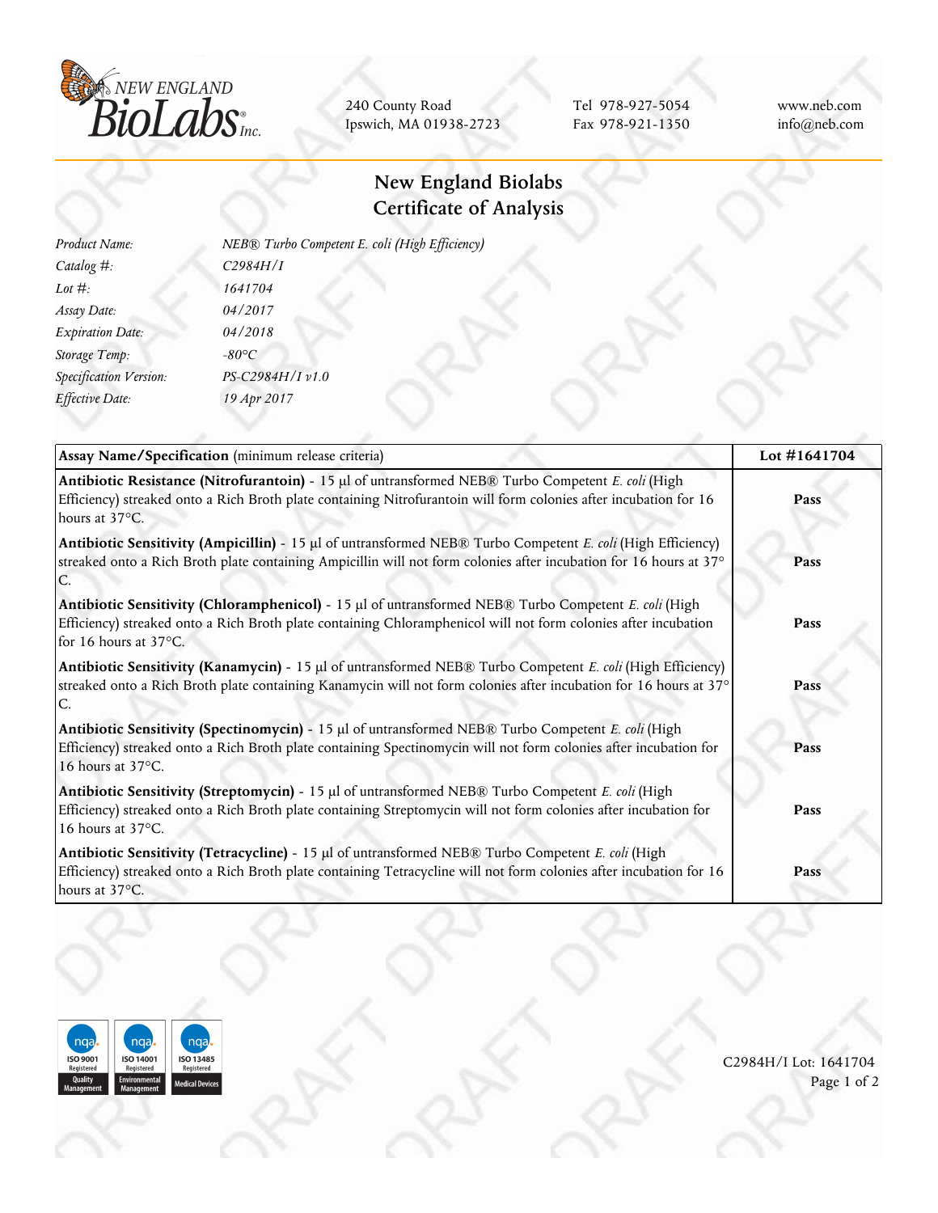NEW ENGLAND BioLabs Inc.

240 County Road
Ipswich, MA 01938-2723

Tel 978-927-5054
Fax 978-921-1350

www.neb.com
info@neb.com

# New England Biolabs Certificate of Analysis

| | |
|---|---|
| *Product Name:* | *NEB® Turbo Competent E. coli (High Efficiency)* |
| *Catalog #:* | *C2984H/I* |
| *Lot #:* | *1641704* |
| *Assay Date:* | *04/2017* |
| *Expiration Date:* | *04/2018* |
| *Storage Temp:* | *-80°C* |
| *Specification Version:* | *PS-C2984H/I v1.0* |
| *Effective Date:* | *19 Apr 2017* |

| **Assay Name/Specification** (minimum release criteria) | **Lot #1641704** |
|---|---|
| **Antibiotic Resistance (Nitrofurantoin)** - 15 µl of untransformed NEB® Turbo Competent *E. coli* (High Efficiency) streaked onto a Rich Broth plate containing Nitrofurantoin will form colonies after incubation for 16 hours at 37°C. | **Pass** |
| **Antibiotic Sensitivity (Ampicillin)** - 15 µl of untransformed NEB® Turbo Competent *E. coli* (High Efficiency) streaked onto a Rich Broth plate containing Ampicillin will not form colonies after incubation for 16 hours at 37° C. | **Pass** |
| **Antibiotic Sensitivity (Chloramphenicol)** - 15 µl of untransformed NEB® Turbo Competent *E. coli* (High Efficiency) streaked onto a Rich Broth plate containing Chloramphenicol will not form colonies after incubation for 16 hours at 37°C. | **Pass** |
| **Antibiotic Sensitivity (Kanamycin)** - 15 µl of untransformed NEB® Turbo Competent *E. coli* (High Efficiency) streaked onto a Rich Broth plate containing Kanamycin will not form colonies after incubation for 16 hours at 37° C. | **Pass** |
| **Antibiotic Sensitivity (Spectinomycin)** - 15 µl of untransformed NEB® Turbo Competent *E. coli* (High Efficiency) streaked onto a Rich Broth plate containing Spectinomycin will not form colonies after incubation for 16 hours at 37°C. | **Pass** |
| **Antibiotic Sensitivity (Streptomycin)** - 15 µl of untransformed NEB® Turbo Competent *E. coli* (High Efficiency) streaked onto a Rich Broth plate containing Streptomycin will not form colonies after incubation for 16 hours at 37°C. | **Pass** |
| **Antibiotic Sensitivity (Tetracycline)** - 15 µl of untransformed NEB® Turbo Competent *E. coli* (High Efficiency) streaked onto a Rich Broth plate containing Tetracycline will not form colonies after incubation for 16 hours at 37°C. | **Pass** |

ISO 9001 Registered Quality Management | ISO 14001 Registered Environmental Management | ISO 13485 Registered Medical Devices

C2984H/I Lot: 1641704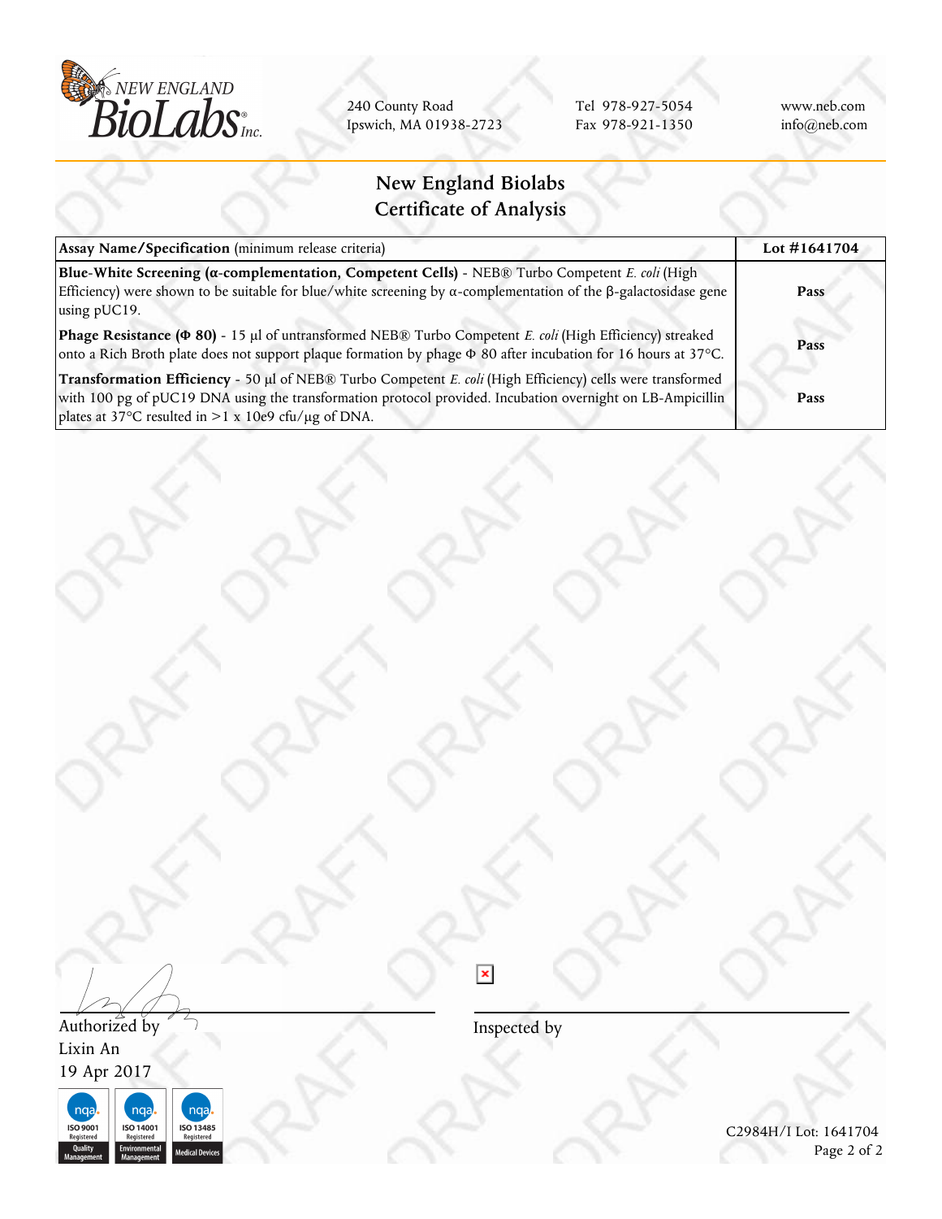240 County Road
Ipswich, MA 01938-2723

Tel 978-927-5054
Fax 978-921-1350

www.neb.com
info@neb.com

# New England Biolabs
# Certificate of Analysis

| **Assay Name/Specification** (minimum release criteria) | **Lot #1641704** |
|---|---|
| **Blue-White Screening (α-complementation, Competent Cells)** - NEB® Turbo Competent *E. coli* (High Efficiency) were shown to be suitable for blue/white screening by α-complementation of the β-galactosidase gene using pUC19. | **Pass** |
| **Phage Resistance (Φ 80)** - 15 µl of untransformed NEB® Turbo Competent *E. coli* (High Efficiency) streaked onto a Rich Broth plate does not support plaque formation by phage Φ 80 after incubation for 16 hours at 37°C. | **Pass** |
| **Transformation Efficiency** - 50 µl of NEB® Turbo Competent *E. coli* (High Efficiency) cells were transformed with 100 pg of pUC19 DNA using the transformation protocol provided. Incubation overnight on LB-Ampicillin plates at 37°C resulted in >1 x 10e9 cfu/µg of DNA. | **Pass** |

Authorized by
Lixin An
19 Apr 2017

Inspected by

C2984H/I Lot: 1641704